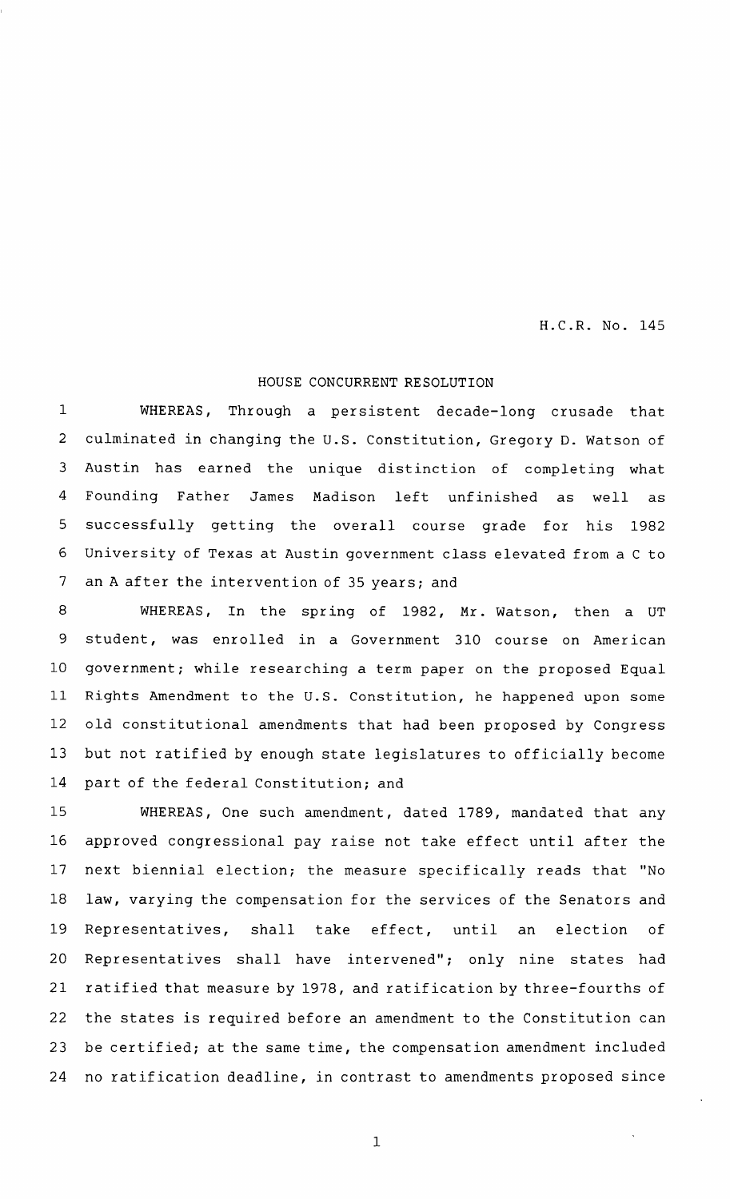H.C.R. No. 145

HOUSE CONCURRENT RESOLUTION

WHEREAS, Through a persistent decade-long crusade that culminated in changing the U.S. Constitution, Gregory D. Watson of Austin has earned the unique distinction of completing what Founding Father James Madison left unfinished as well as successfully getting the overall course grade for his 1982 University of Texas at Austin government class elevated from a C to an A after the intervention of 35 years; and

WHEREAS, In the spring of 1982, Mr. Watson, then a UT student, was enrolled in a Government 310 course on American government; while researching a term paper on the proposed Equal Rights Amendment to the U.S. Constitution, he happened upon some old constitutional amendments that had been proposed by Congress but not ratified by enough state legislatures to officially become part of the federal Constitution; and

WHEREAS, One such amendment, dated 1789, mandated that any approved congressional pay raise not take effect until after the next biennial election; the measure specifically reads that "No law, varying the compensation for the services of the Senators and Representatives, shall take effect, until an election of Representatives shall have intervened"; only nine states had ratified that measure by 1978, and ratification by three-fourths of the states is required before an amendment to the Constitution can be certified; at the same time, the compensation amendment included no ratification deadline, in contrast to amendments proposed since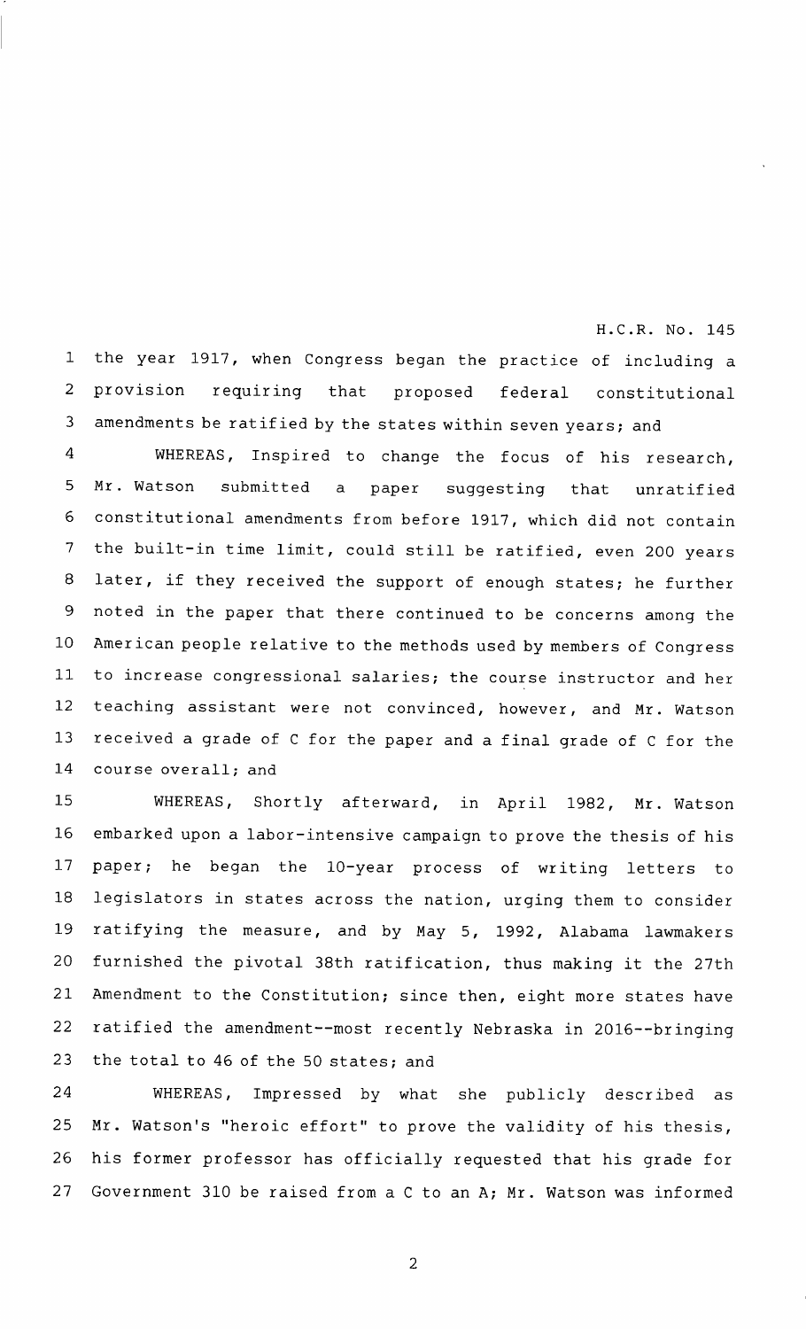the year 1917, when Congress began the practice of including a provision requiring that proposed federal constitutional amendments be ratified by the states within seven years; and

WHEREAS, Inspired to change the focus of his research, Mr. Watson submitted a paper suggesting that unratified constitutional amendments from before 1917, which did not contain the built-in time limit, could still be ratified, even 200 years later, if they received the support of enough states; he further noted in the paper that there continued to be concerns among the American people relative to the methods used by members of Congress to increase congressional salaries; the course instructor and her teaching assistant were not convinced, however, and Mr. Watson received a grade of C for the paper and a final grade of C for the course overall; and

WHEREAS, Shortly afterward, in April 1982, Mr. Watson embarked upon a labor-intensive campaign to prove the thesis of his paper; he began the 10-year process of writing letters to legislators in states across the nation, urging them to consider ratifying the measure, and by May 5, 1992, Alabama lawmakers furnished the pivotal 38th ratification, thus making it the 27th Amendment to the Constitution; since then, eight more states have ratified the amendment--most recently Nebraska in 2016--bringing the total to 46 of the 50 states; and

WHEREAS, Impressed by what she publicly described as Mr. Watson's "heroic effort" to prove the validity of his thesis, his former professor has officially requested that his grade for Government 310 be raised from a C to an A; Mr. Watson was informed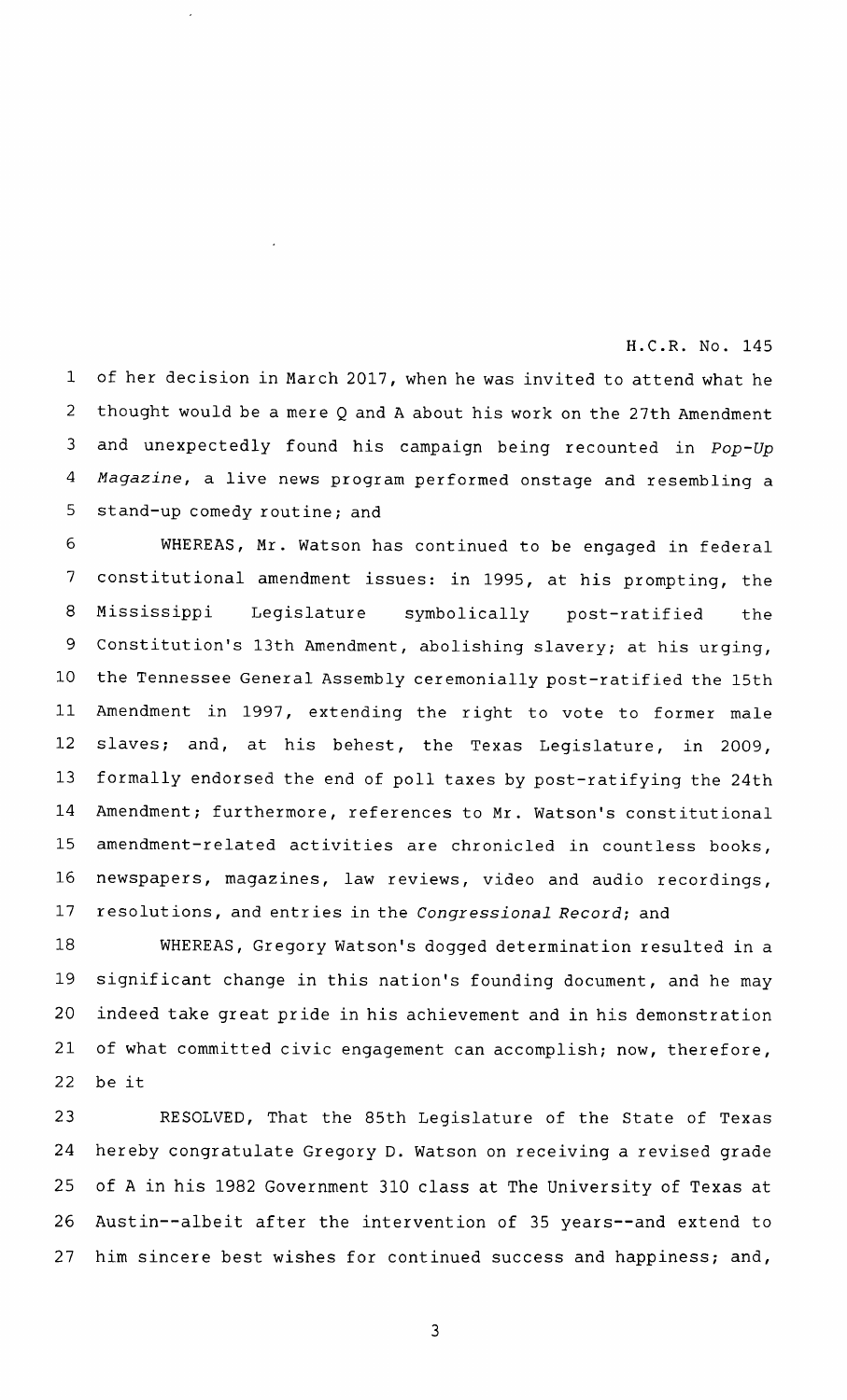of her decision in March 2017, when he was invited to attend what he thought would be a mere Q and A about his work on the 27th Amendment and unexpectedly found his campaign being recounted in *Pop-Up Magazine*, a live news program performed onstage and resembling a stand-up comedy routine; and

WHEREAS, Mr. Watson has continued to be engaged in federal constitutional amendment issues: in 1995, at his prompting, the Mississippi Legislature symbolically post-ratified the Constitution's 13th Amendment, abolishing slavery; at his urging, the Tennessee General Assembly ceremonially post-ratified the 15th Amendment in 1997, extending the right to vote to former male slaves; and, at his behest, the Texas Legislature, in 2009, formally endorsed the end of poll taxes by post-ratifying the 24th Amendment; furthermore, references to Mr. Watson's constitutional amendment-related activities are chronicled in countless books, newspapers, magazines, law reviews, video and audio recordings, resolutions, and entries in the *Congressional Record*; and

WHEREAS, Gregory Watson's dogged determination resulted in a significant change in this nation's founding document, and he may indeed take great pride in his achievement and in his demonstration of what committed civic engagement can accomplish; now, therefore, be it

RESOLVED, That the 85th Legislature of the State of Texas hereby congratulate Gregory D. Watson on receiving a revised grade of A in his 1982 Government 310 class at The University of Texas at Austin--albeit after the intervention of 35 years--and extend to him sincere best wishes for continued success and happiness; and,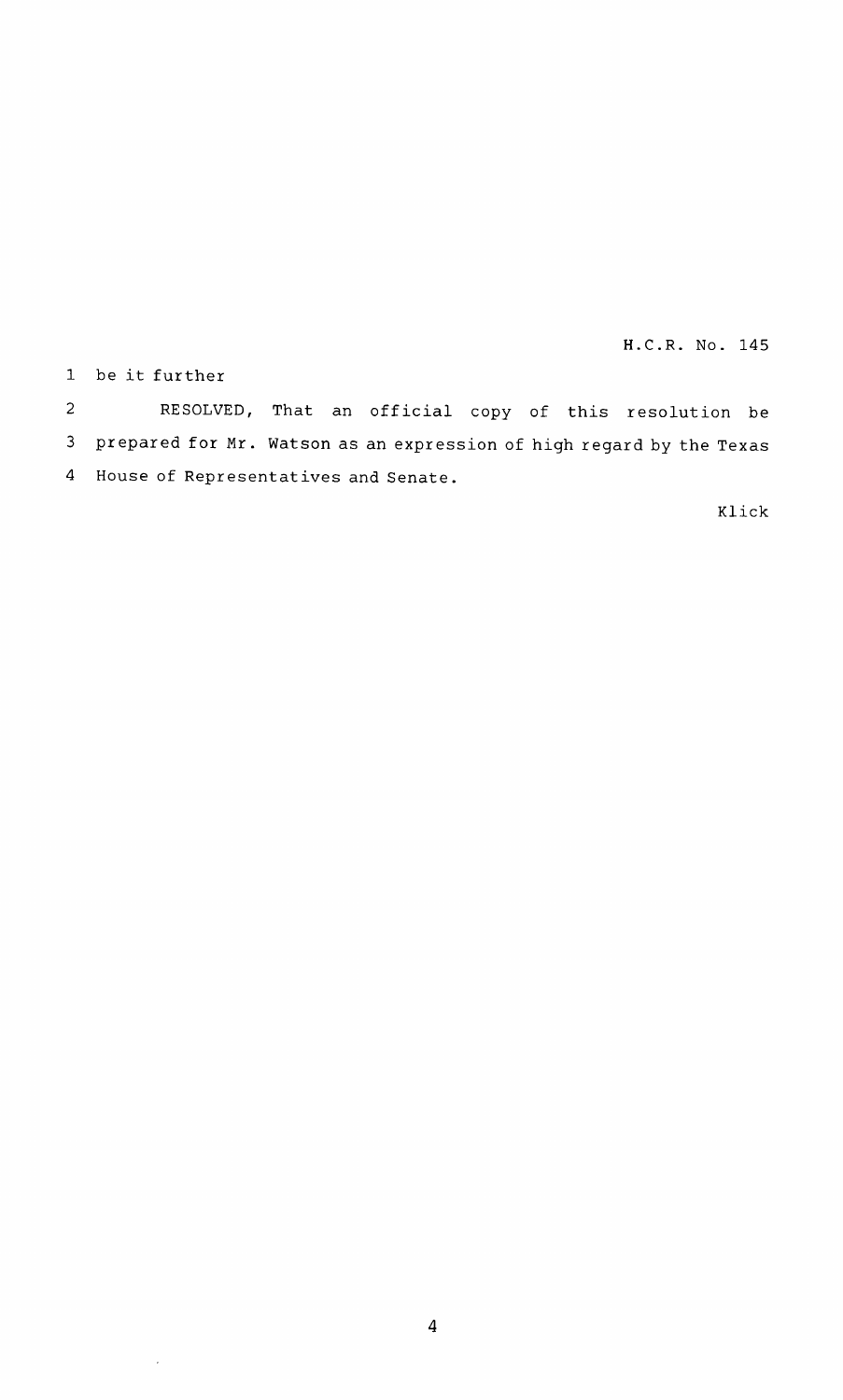be it further

RESOLVED, That an official copy of this resolution be prepared for Mr. Watson as an expression of high regard by the Texas House of Representatives and Senate.

Klick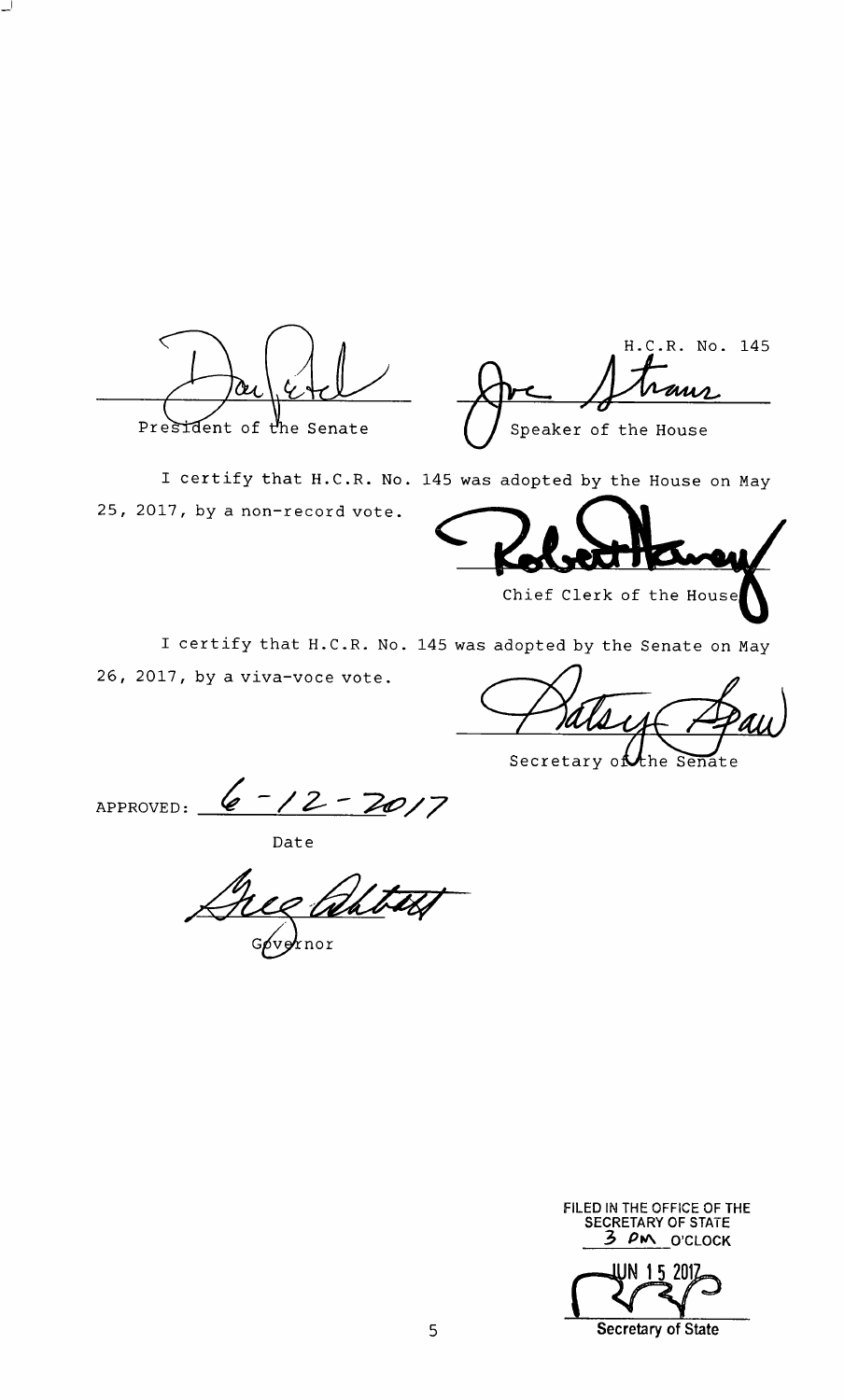H.C.R. No. 145

President of the Senate

Speaker of the House

I certify that H.C.R. No. 145 was adopted by the House on May 25, 2017, by a non-record vote.

Chief Clerk of the House

I certify that H.C.R. No. 145 was adopted by the Senate on May 26, 2017, by a viva-voce vote.

Secretary of the Senate

APPROVED: 6-12-2017

Date

Governor

FILED IN THE OFFICE OF THE SECRETARY OF STATE
3 PM O'CLOCK

JUN 15 2017

Secretary of State